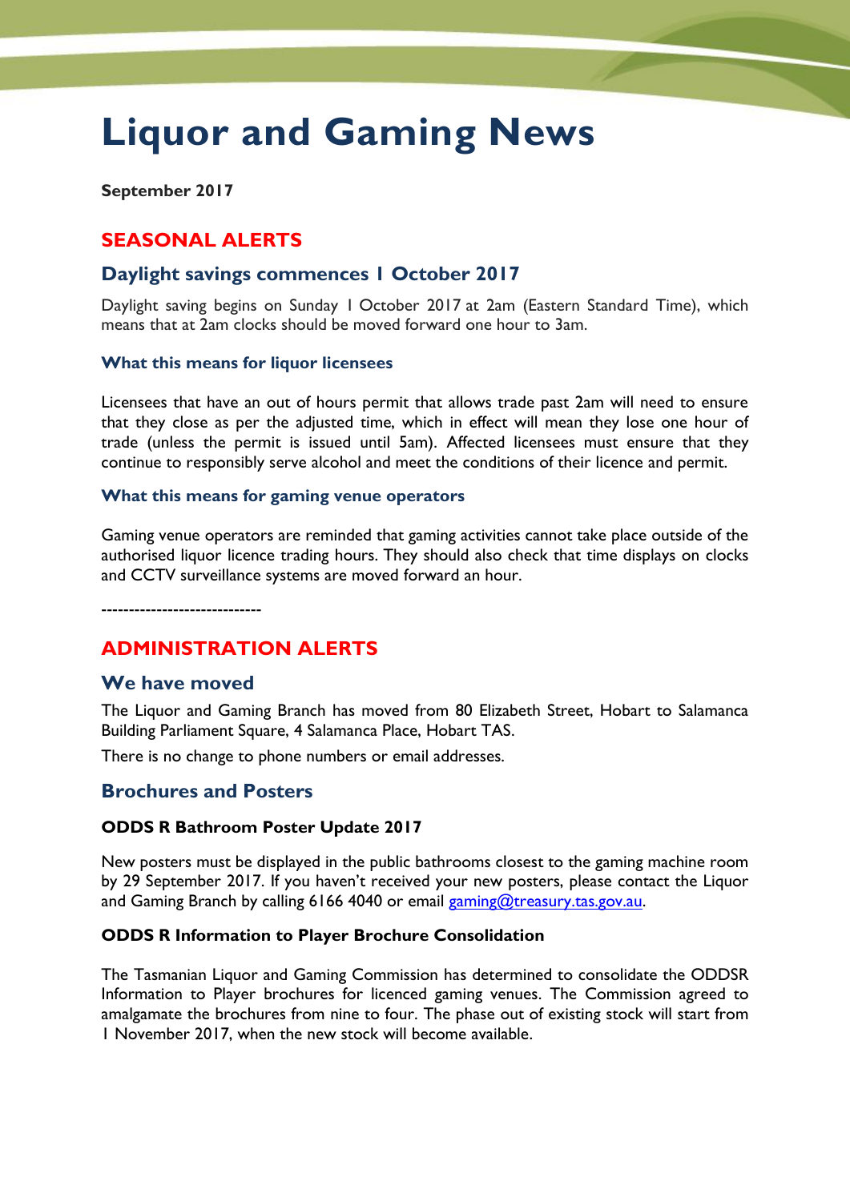# Liquor and Gaming News

**September 2017**

## SEASONAL ALERTS

### Daylight savings commences 1 October 2017

Daylight saving begins on Sunday 1 October 2017 at 2am (Eastern Standard Time), which means that at 2am clocks should be moved forward one hour to 3am.

#### What this means for liquor licensees

Licensees that have an out of hours permit that allows trade past 2am will need to ensure that they close as per the adjusted time, which in effect will mean they lose one hour of trade (unless the permit is issued until 5am). Affected licensees must ensure that they continue to responsibly serve alcohol and meet the conditions of their licence and permit.

#### What this means for gaming venue operators

Gaming venue operators are reminded that gaming activities cannot take place outside of the authorised liquor licence trading hours. They should also check that time displays on clocks and CCTV surveillance systems are moved forward an hour.

----------------------------

## ADMINISTRATION ALERTS

### We have moved

The Liquor and Gaming Branch has moved from 80 Elizabeth Street, Hobart to Salamanca Building Parliament Square, 4 Salamanca Place, Hobart TAS.

There is no change to phone numbers or email addresses.

### Brochures and Posters

**ODDS R Bathroom Poster Update 2017**

New posters must be displayed in the public bathrooms closest to the gaming machine room by 29 September 2017. If you haven't received your new posters, please contact the Liquor and Gaming Branch by calling 6166 4040 or email gaming@treasury.tas.gov.au.

**ODDS R Information to Player Brochure Consolidation**

The Tasmanian Liquor and Gaming Commission has determined to consolidate the ODDSR Information to Player brochures for licenced gaming venues. The Commission agreed to amalgamate the brochures from nine to four. The phase out of existing stock will start from 1 November 2017, when the new stock will become available.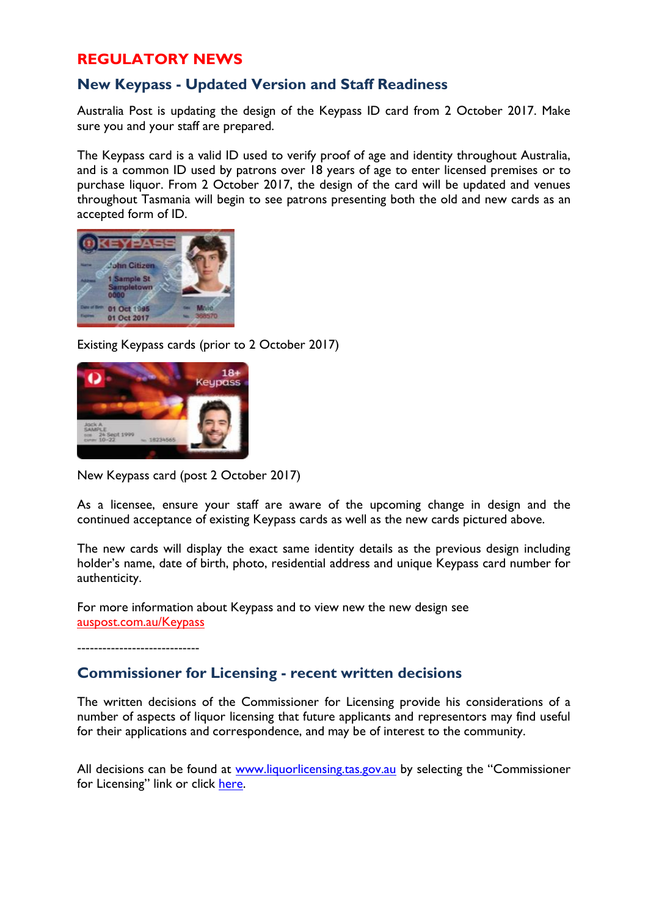# REGULATORY NEWS

## New Keypass - Updated Version and Staff Readiness

Australia Post is updating the design of the Keypass ID card from 2 October 2017. Make sure you and your staff are prepared.

The Keypass card is a valid ID used to verify proof of age and identity throughout Australia, and is a common ID used by patrons over 18 years of age to enter licensed premises or to purchase liquor. From 2 October 2017, the design of the card will be updated and venues throughout Tasmania will begin to see patrons presenting both the old and new cards as an accepted form of ID.

Existing Keypass cards (prior to 2 October 2017)

New Keypass card (post 2 October 2017)

As a licensee, ensure your staff are aware of the upcoming change in design and the continued acceptance of existing Keypass cards as well as the new cards pictured above.

The new cards will display the exact same identity details as the previous design including holder's name, date of birth, photo, residential address and unique Keypass card number for authenticity.

For more information about Keypass and to view new the new design see auspost.com.au/Keypass

-----------------------------

## Commissioner for Licensing - recent written decisions

The written decisions of the Commissioner for Licensing provide his considerations of a number of aspects of liquor licensing that future applicants and representors may find useful for their applications and correspondence, and may be of interest to the community.

All decisions can be found at www.liquorlicensing.tas.gov.au by selecting the "Commissioner for Licensing" link or click here.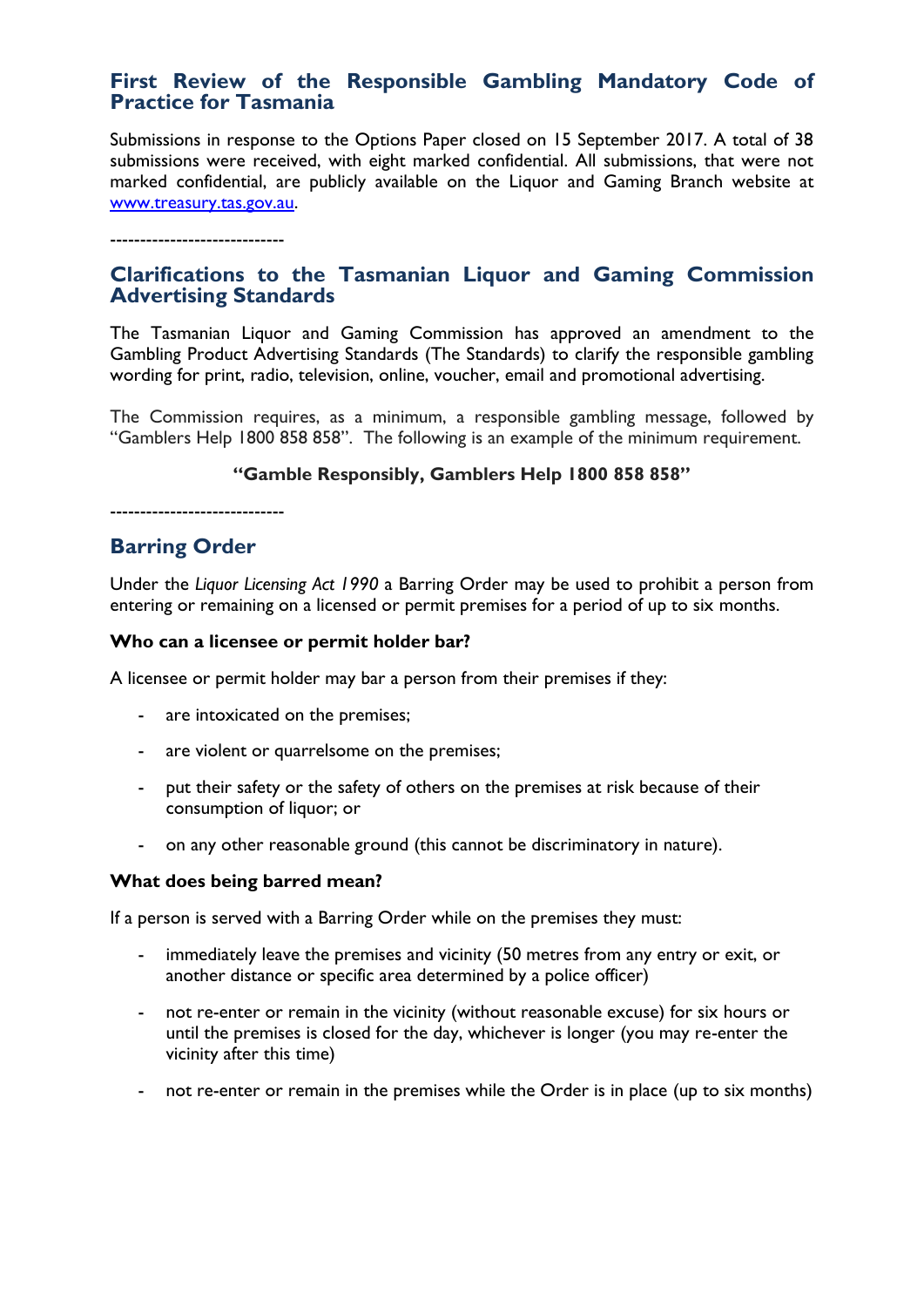## First Review of the Responsible Gambling Mandatory Code of Practice for Tasmania

Submissions in response to the Options Paper closed on 15 September 2017. A total of 38 submissions were received, with eight marked confidential. All submissions, that were not marked confidential, are publicly available on the Liquor and Gaming Branch website at www.treasury.tas.gov.au.

----------------------------

## Clarifications to the Tasmanian Liquor and Gaming Commission Advertising Standards

The Tasmanian Liquor and Gaming Commission has approved an amendment to the Gambling Product Advertising Standards (The Standards) to clarify the responsible gambling wording for print, radio, television, online, voucher, email and promotional advertising.

The Commission requires, as a minimum, a responsible gambling message, followed by "Gamblers Help 1800 858 858". The following is an example of the minimum requirement.

**"Gamble Responsibly, Gamblers Help 1800 858 858"**

----------------------------

## Barring Order

Under the *Liquor Licensing Act 1990* a Barring Order may be used to prohibit a person from entering or remaining on a licensed or permit premises for a period of up to six months.

### Who can a licensee or permit holder bar?

A licensee or permit holder may bar a person from their premises if they:

- are intoxicated on the premises;
- are violent or quarrelsome on the premises;
- put their safety or the safety of others on the premises at risk because of their consumption of liquor; or
- on any other reasonable ground (this cannot be discriminatory in nature).

### What does being barred mean?

If a person is served with a Barring Order while on the premises they must:

- immediately leave the premises and vicinity (50 metres from any entry or exit, or another distance or specific area determined by a police officer)
- not re-enter or remain in the vicinity (without reasonable excuse) for six hours or until the premises is closed for the day, whichever is longer (you may re-enter the vicinity after this time)
- not re-enter or remain in the premises while the Order is in place (up to six months)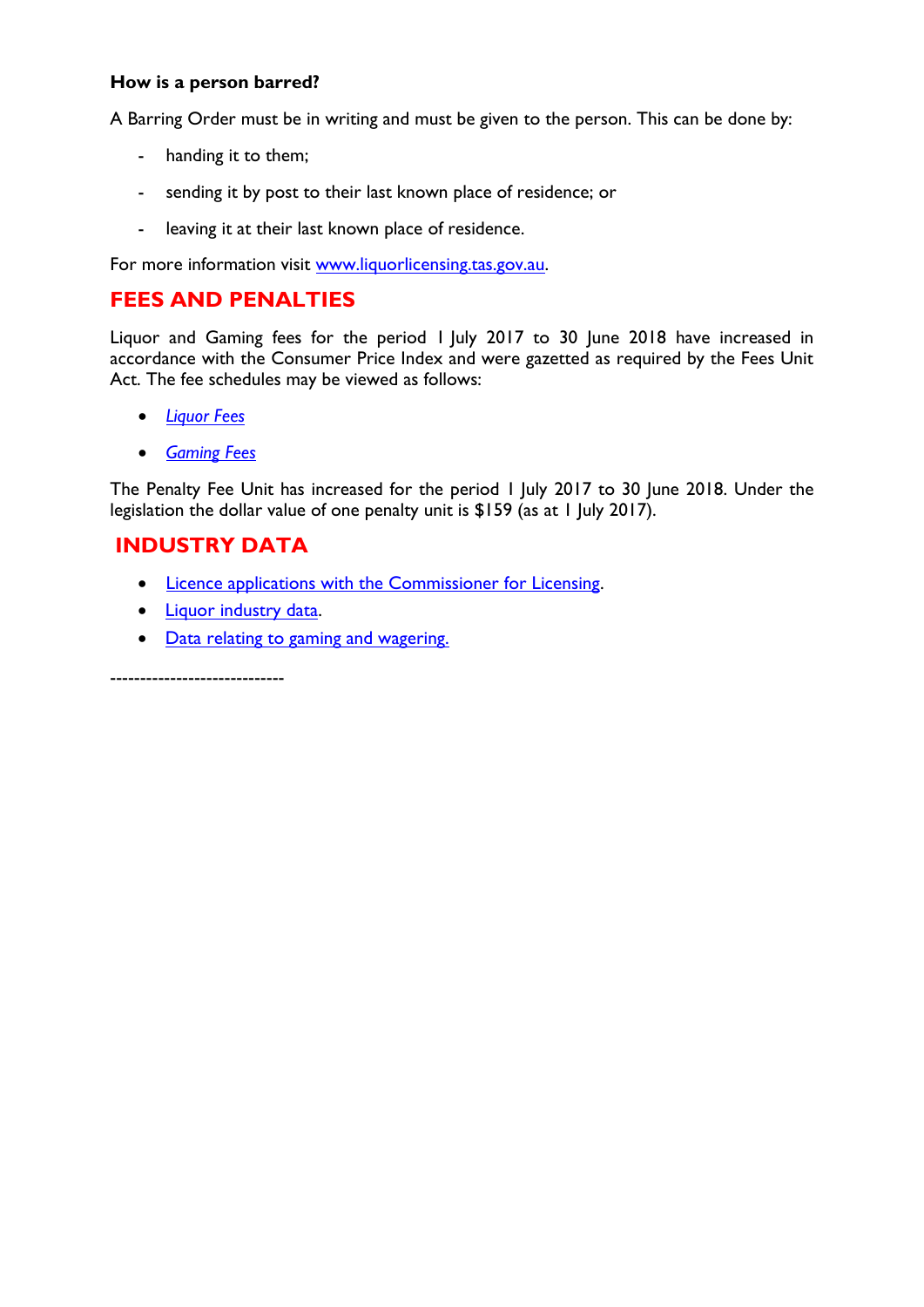**How is a person barred?**

A Barring Order must be in writing and must be given to the person. This can be done by:

- handing it to them;
- sending it by post to their last known place of residence; or
- leaving it at their last known place of residence.

For more information visit [www.liquorlicensing.tas.gov.au](www.liquorlicensing.tas.gov.au).

## FEES AND PENALTIES

Liquor and Gaming fees for the period 1 July 2017 to 30 June 2018 have increased in accordance with the Consumer Price Index and were gazetted as required by the Fees Unit Act. The fee schedules may be viewed as follows:

- *Liquor Fees*
- *Gaming Fees*

The Penalty Fee Unit has increased for the period 1 July 2017 to 30 June 2018. Under the legislation the dollar value of one penalty unit is $159 (as at 1 July 2017).

## INDUSTRY DATA

- Licence applications with the Commissioner for Licensing.
- Liquor industry data.
- Data relating to gaming and wagering.

----------------------------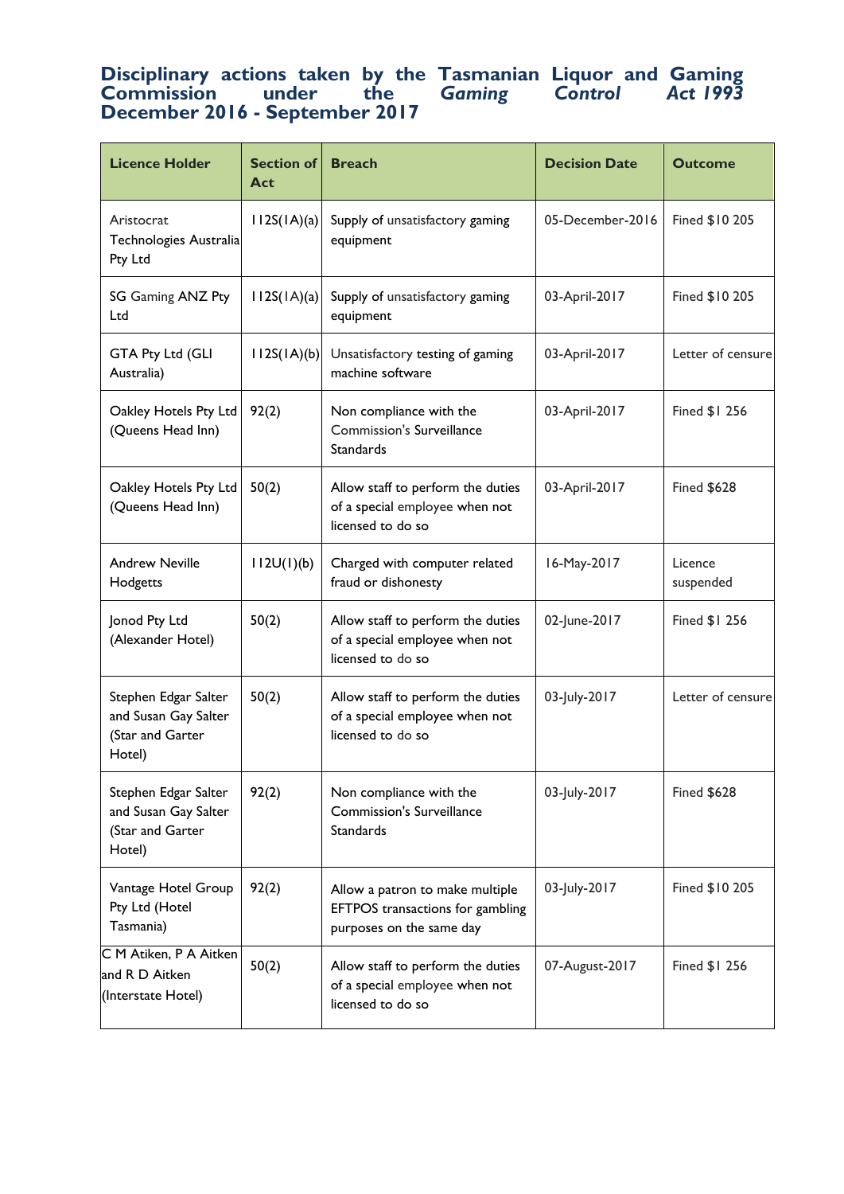# Disciplinary actions taken by the Tasmanian Liquor and Gaming Commission under the *Gaming Control Act 1993* December 2016 - September 2017

| Licence Holder | Section of Act | Breach | Decision Date | Outcome |
|---|---|---|---|---|
| Aristocrat Technologies Australia Pty Ltd | 112S(1A)(a) | Supply of unsatisfactory gaming equipment | 05-December-2016 | Fined $10 205 |
| SG Gaming ANZ Pty Ltd | 112S(1A)(a) | Supply of unsatisfactory gaming equipment | 03-April-2017 | Fined $10 205 |
| GTA Pty Ltd (GLI Australia) | 112S(1A)(b) | Unsatisfactory testing of gaming machine software | 03-April-2017 | Letter of censure |
| Oakley Hotels Pty Ltd (Queens Head Inn) | 92(2) | Non compliance with the Commission's Surveillance Standards | 03-April-2017 | Fined $1 256 |
| Oakley Hotels Pty Ltd (Queens Head Inn) | 50(2) | Allow staff to perform the duties of a special employee when not licensed to do so | 03-April-2017 | Fined $628 |
| Andrew Neville Hodgetts | 112U(1)(b) | Charged with computer related fraud or dishonesty | 16-May-2017 | Licence suspended |
| Jonod Pty Ltd (Alexander Hotel) | 50(2) | Allow staff to perform the duties of a special employee when not licensed to do so | 02-June-2017 | Fined $1 256 |
| Stephen Edgar Salter and Susan Gay Salter (Star and Garter Hotel) | 50(2) | Allow staff to perform the duties of a special employee when not licensed to do so | 03-July-2017 | Letter of censure |
| Stephen Edgar Salter and Susan Gay Salter (Star and Garter Hotel) | 92(2) | Non compliance with the Commission's Surveillance Standards | 03-July-2017 | Fined $628 |
| Vantage Hotel Group Pty Ltd (Hotel Tasmania) | 92(2) | Allow a patron to make multiple EFTPOS transactions for gambling purposes on the same day | 03-July-2017 | Fined $10 205 |
| C M Atiken, P A Aitken and R D Aitken (Interstate Hotel) | 50(2) | Allow staff to perform the duties of a special employee when not licensed to do so | 07-August-2017 | Fined $1 256 |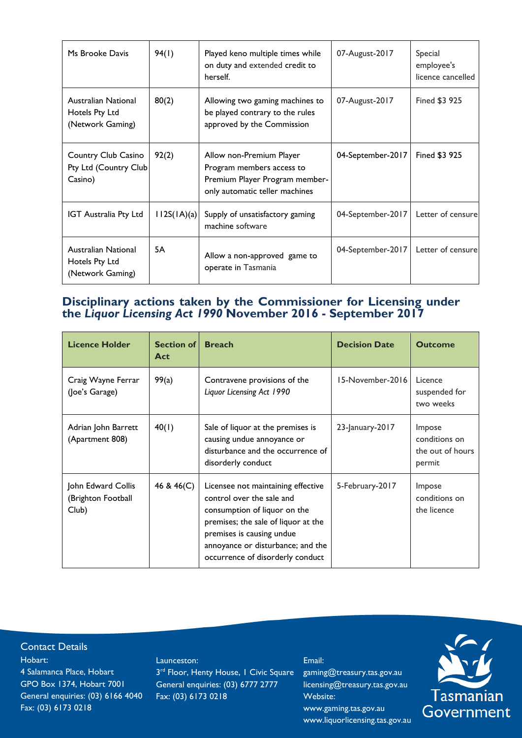| | | | | |
|---|---|---|---|---|
| Ms Brooke Davis | 94(1) | Played keno multiple times while on duty and extended credit to herself. | 07-August-2017 | Special employee's licence cancelled |
| Australian National Hotels Pty Ltd (Network Gaming) | 80(2) | Allowing two gaming machines to be played contrary to the rules approved by the Commission | 07-August-2017 | Fined $3 925 |
| Country Club Casino Pty Ltd (Country Club Casino) | 92(2) | Allow non-Premium Player Program members access to Premium Player Program member-only automatic teller machines | 04-September-2017 | Fined $3 925 |
| IGT Australia Pty Ltd | 112S(1A)(a) | Supply of unsatisfactory gaming machine software | 04-September-2017 | Letter of censure |
| Australian National Hotels Pty Ltd (Network Gaming) | 5A | Allow a non-approved game to operate in Tasmania | 04-September-2017 | Letter of censure |

## Disciplinary actions taken by the Commissioner for Licensing under the *Liquor Licensing Act 1990* November 2016 - September 2017

| Licence Holder | Section of Act | Breach | Decision Date | Outcome |
|---|---|---|---|---|
| Craig Wayne Ferrar (Joe's Garage) | 99(a) | Contravene provisions of the *Liquor Licensing Act 1990* | 15-November-2016 | Licence suspended for two weeks |
| Adrian John Barrett (Apartment 808) | 40(1) | Sale of liquor at the premises is causing undue annoyance or disturbance and the occurrence of disorderly conduct | 23-January-2017 | Impose conditions on the out of hours permit |
| John Edward Collis (Brighton Football Club) | 46 & 46(C) | Licensee not maintaining effective control over the sale and consumption of liquor on the premises; the sale of liquor at the premises is causing undue annoyance or disturbance; and the occurrence of disorderly conduct | 5-February-2017 | Impose conditions on the licence |

Contact Details

Hobart:
4 Salamanca Place, Hobart
GPO Box 1374, Hobart 7001
General enquiries: (03) 6166 4040
Fax: (03) 6173 0218

Launceston:
3rd Floor, Henty House, 1 Civic Square
General enquiries: (03) 6777 2777
Fax: (03) 6173 0218

Email:
gaming@treasury.tas.gov.au
licensing@treasury.tas.gov.au
Website:
www.gaming.tas.gov.au
www.liquorlicensing.tas.gov.au

Tasmanian Government